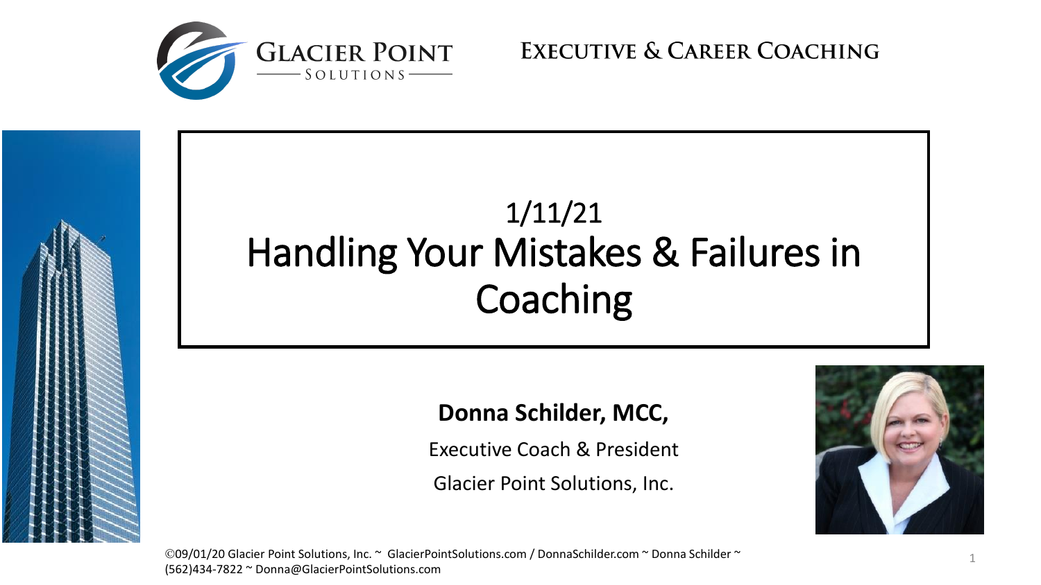GLACIER POINT SOLUTIONS

EXECUTIVE & CAREER COACHING

# 1/11/21 Handling Your Mistakes & Failures in Coaching

**Donna Schilder, MCC,**

Executive Coach & President

Glacier Point Solutions, Inc.

©09/01/20 Glacier Point Solutions, Inc. ~ GlacierPointSolutions.com / DonnaSchilder.com ~ Donna Schilder ~ (562)434-7822 ~ Donna@GlacierPointSolutions.com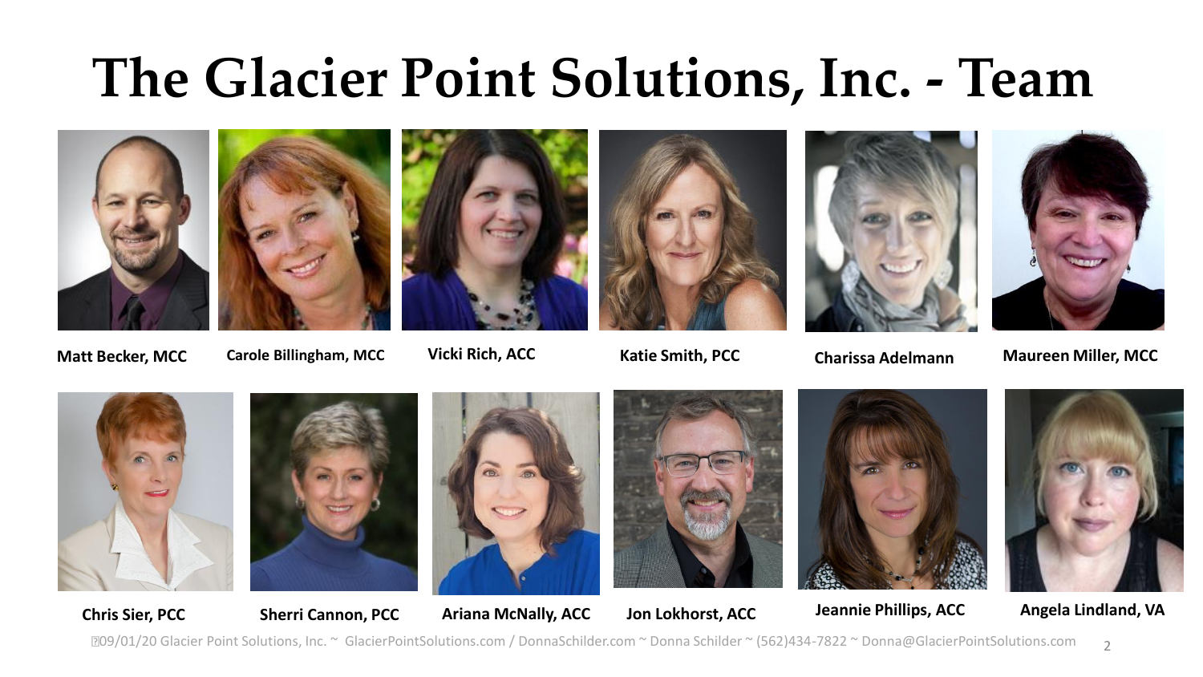# The Glacier Point Solutions, Inc. - Team

Matt Becker, MCC

Carole Billingham, MCC

Vicki Rich, ACC

Katie Smith, PCC

Charissa Adelmann

Maureen Miller, MCC

Chris Sier, PCC

Sherri Cannon, PCC

Ariana McNally, ACC

Jon Lokhorst, ACC

Jeannie Phillips, ACC

Angela Lindland, VA

09/01/20 Glacier Point Solutions, Inc. ~ GlacierPointSolutions.com / DonnaSchilder.com ~ Donna Schilder ~ (562)434-7822 ~ Donna@GlacierPointSolutions.com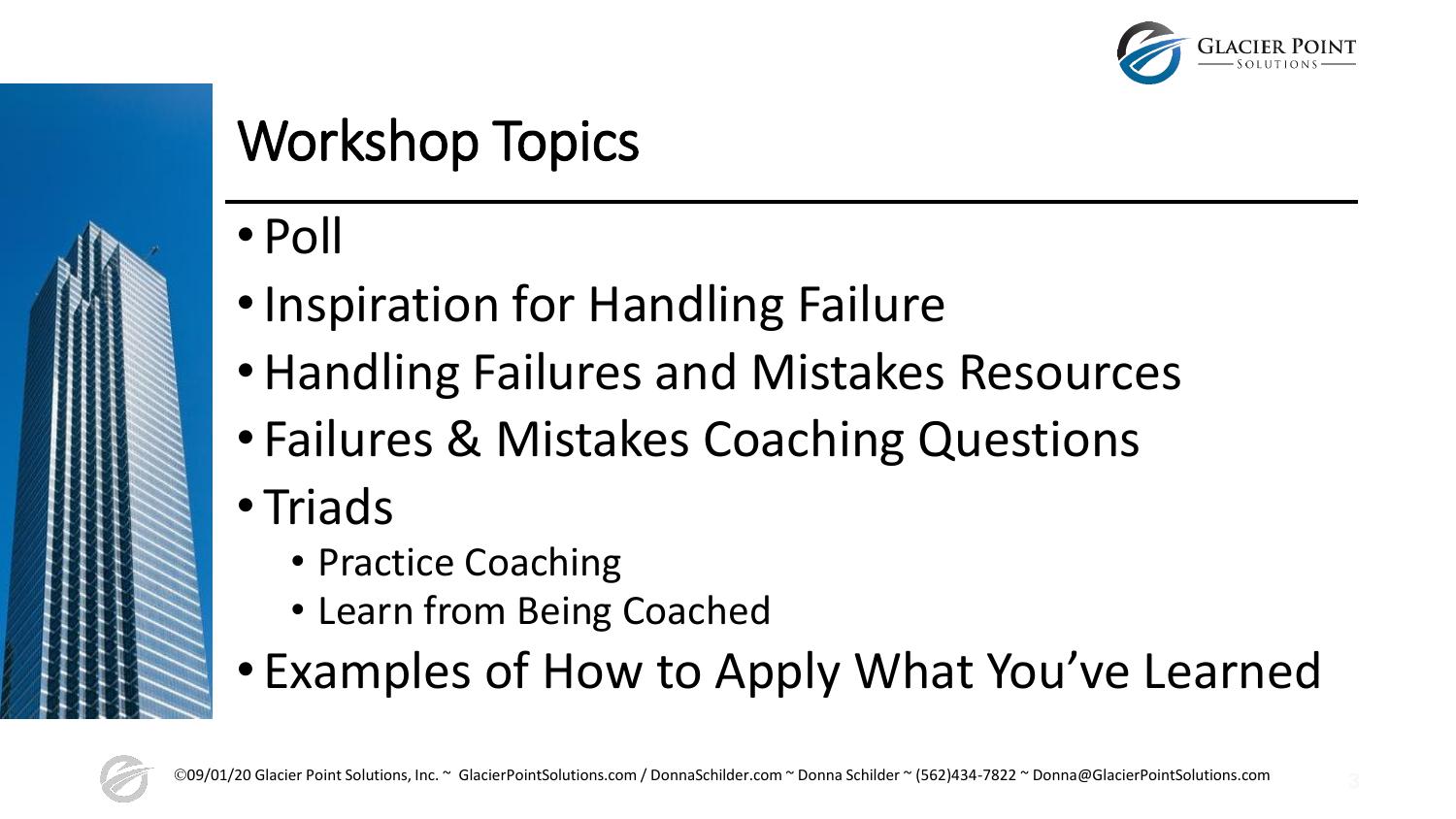# Workshop Topics

- Poll
- Inspiration for Handling Failure
- Handling Failures and Mistakes Resources
- Failures & Mistakes Coaching Questions
- Triads
  - Practice Coaching
  - Learn from Being Coached
- Examples of How to Apply What You've Learned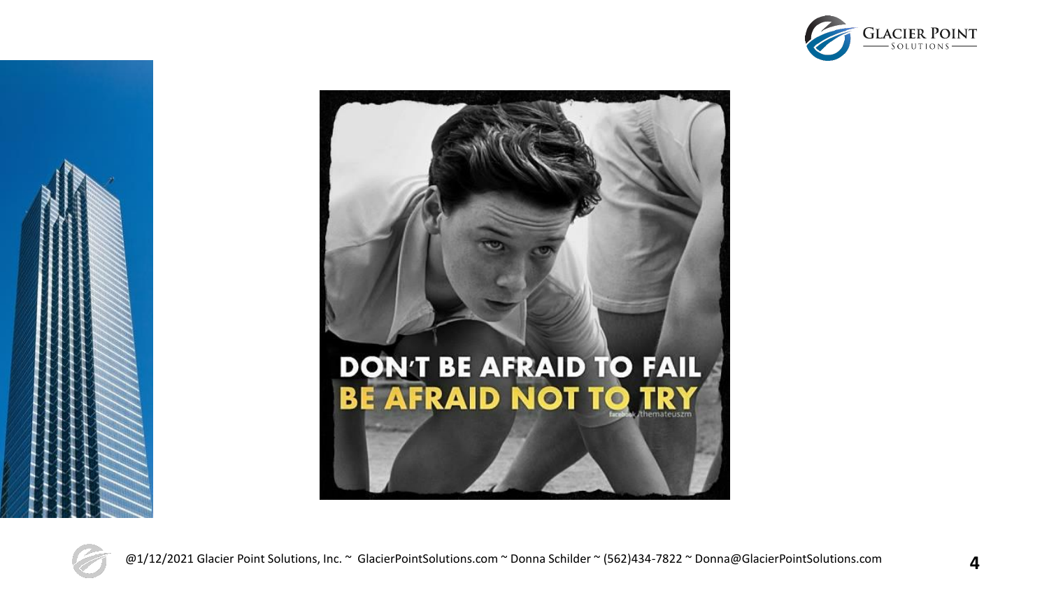DON'T BE AFRAID TO FAIL

BE AFRAID NOT TO TRY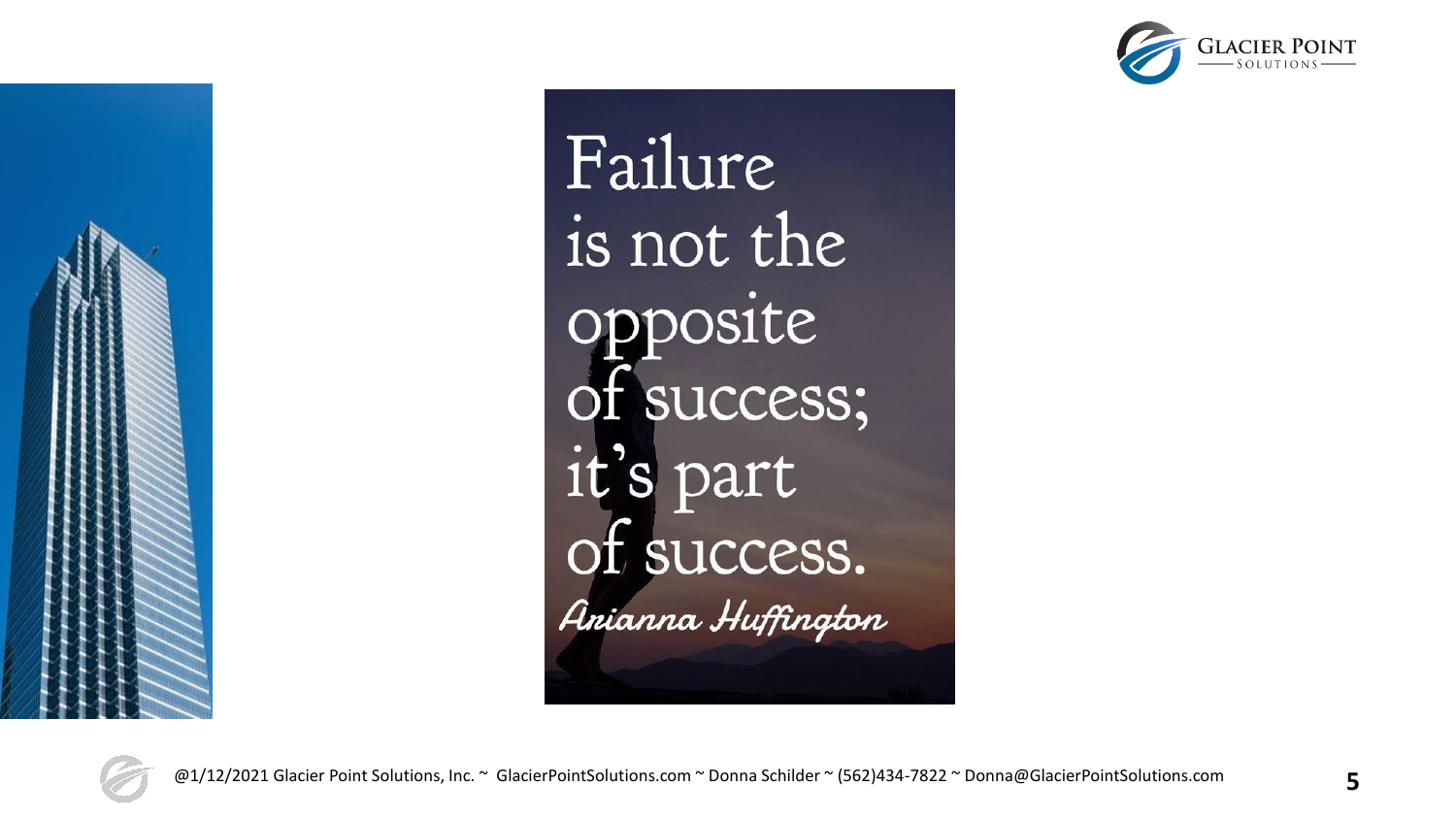Failure is not the opposite of success; it's part of success.

*Arianna Huffington*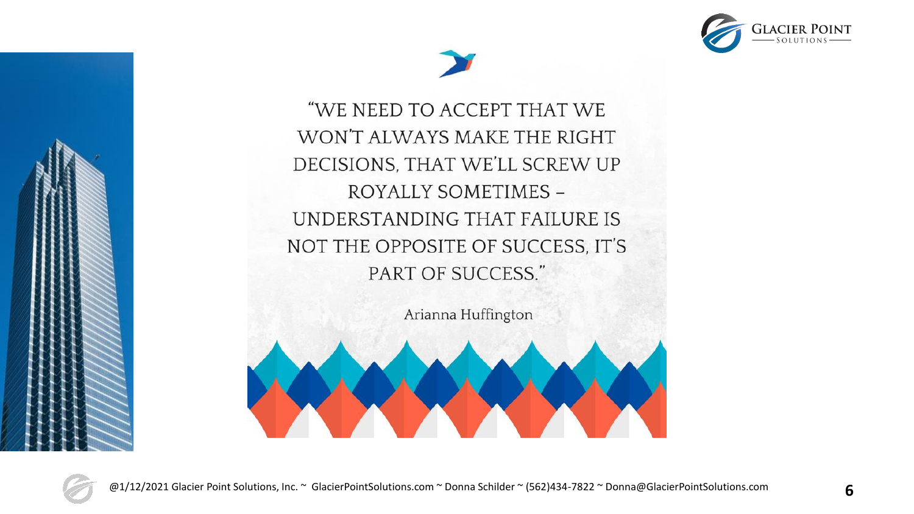"WE NEED TO ACCEPT THAT WE WON'T ALWAYS MAKE THE RIGHT DECISIONS, THAT WE'LL SCREW UP ROYALLY SOMETIMES – UNDERSTANDING THAT FAILURE IS NOT THE OPPOSITE OF SUCCESS, IT'S PART OF SUCCESS."

Arianna Huffington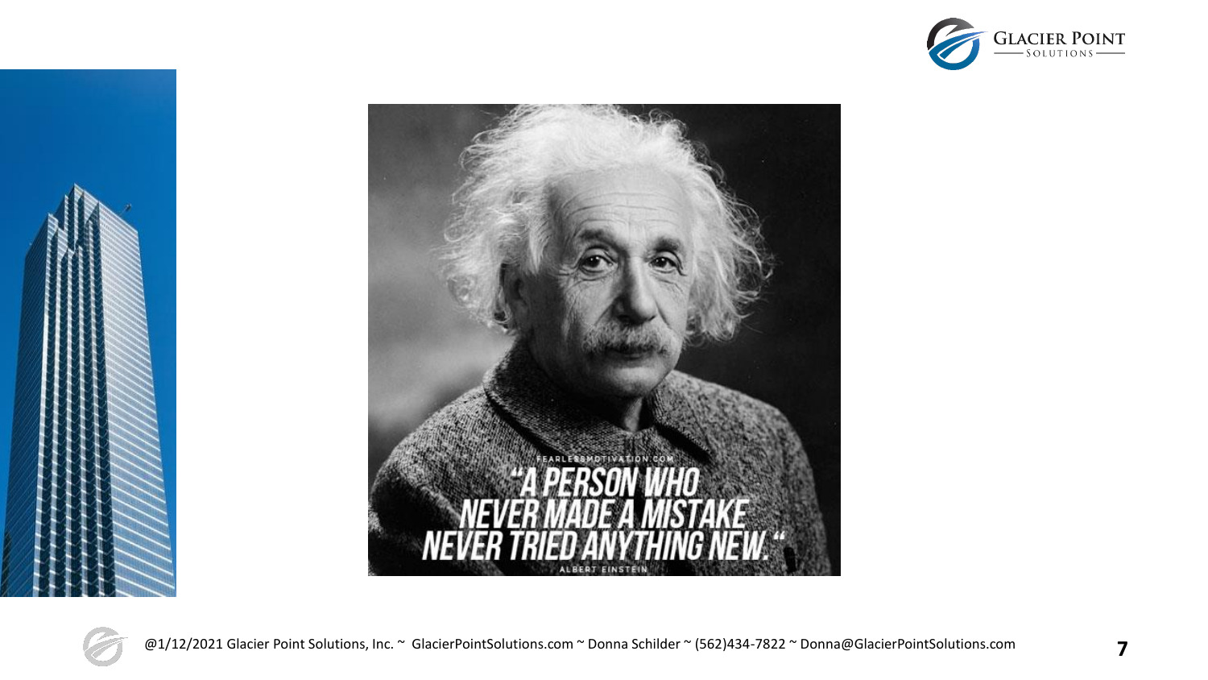FEARLESSMOTIVATION.COM

"A PERSON WHO NEVER MADE A MISTAKE NEVER TRIED ANYTHING NEW."

ALBERT EINSTEIN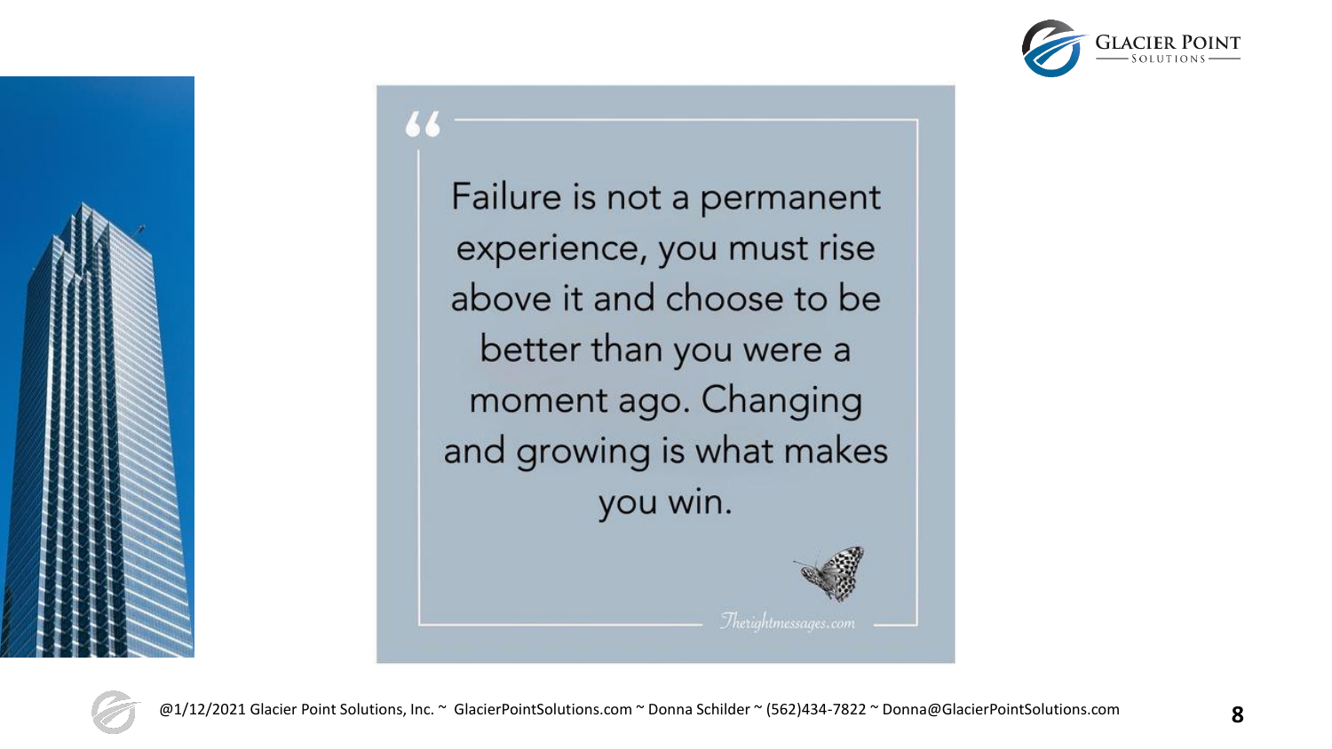> Failure is not a permanent experience, you must rise above it and choose to be better than you were a moment ago. Changing and growing is what makes you win.

*Therightmessages.com*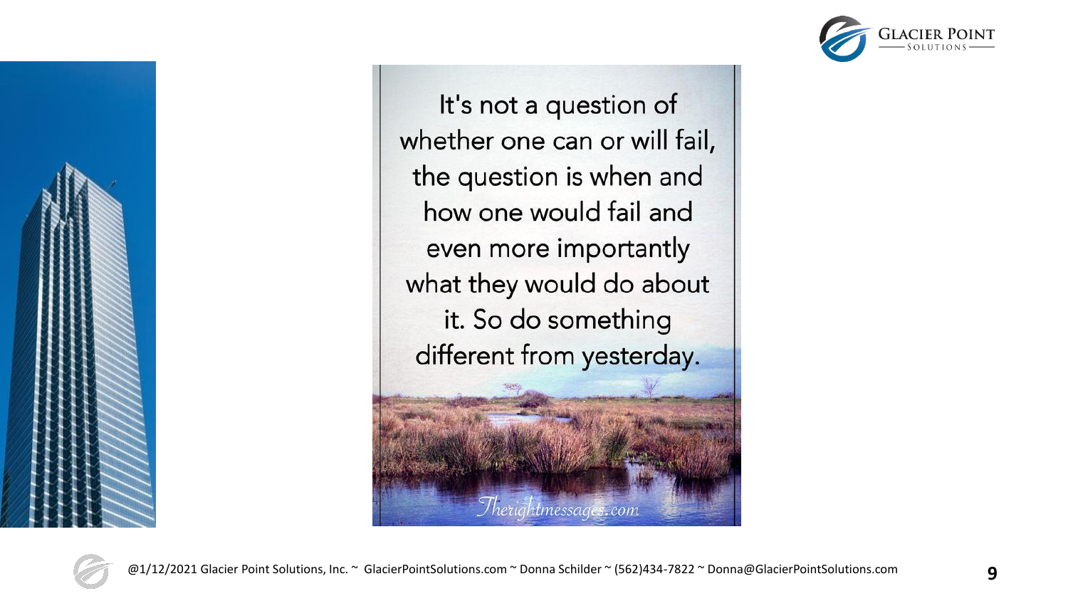It's not a question of whether one can or will fail, the question is when and how one would fail and even more importantly what they would do about it. So do something different from yesterday.

Therightmessages.com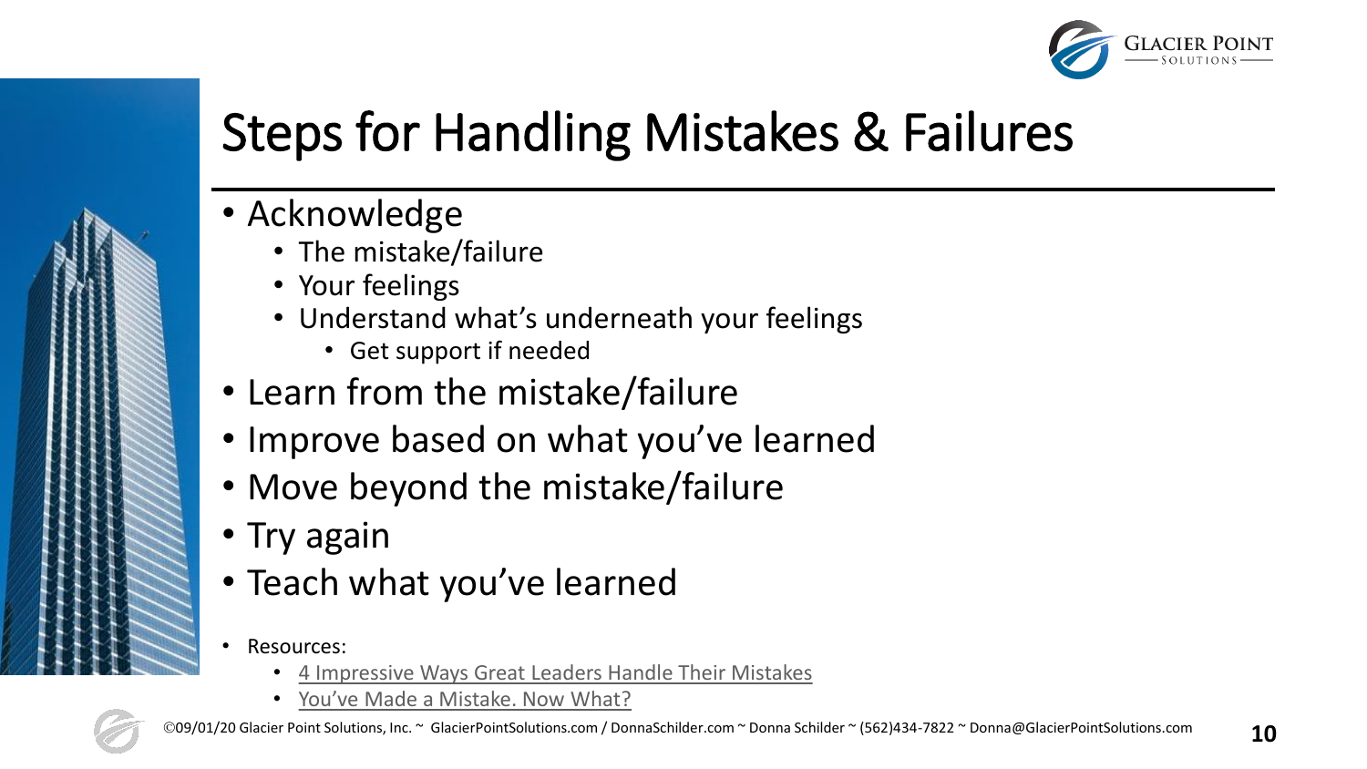# Steps for Handling Mistakes & Failures

- Acknowledge
  - The mistake/failure
  - Your feelings
  - Understand what's underneath your feelings
    - Get support if needed
- Learn from the mistake/failure
- Improve based on what you've learned
- Move beyond the mistake/failure
- Try again
- Teach what you've learned

- Resources:
  - 4 Impressive Ways Great Leaders Handle Their Mistakes
  - You've Made a Mistake. Now What?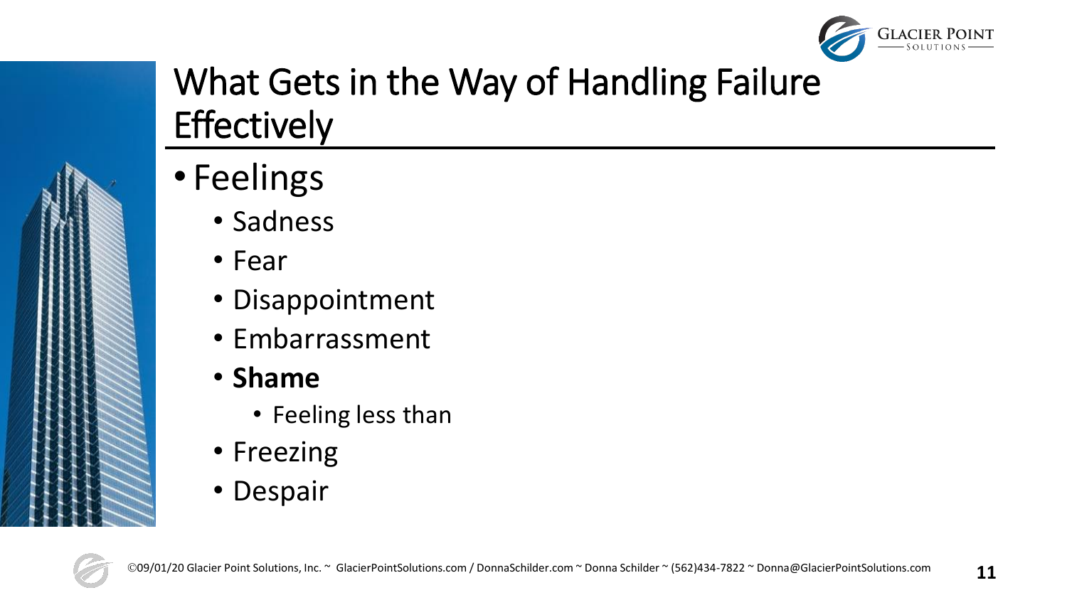# What Gets in the Way of Handling Failure Effectively

- Feelings
  - Sadness
  - Fear
  - Disappointment
  - Embarrassment
  - **Shame**
    - Feeling less than
  - Freezing
  - Despair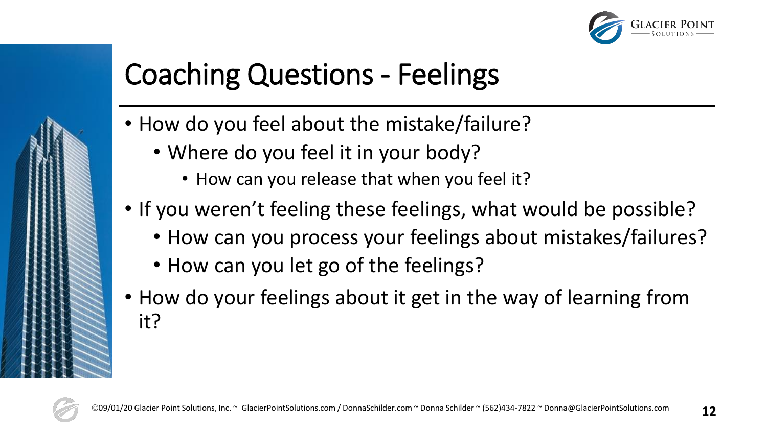# Coaching Questions - Feelings

- How do you feel about the mistake/failure?
  - Where do you feel it in your body?
    - How can you release that when you feel it?
- If you weren't feeling these feelings, what would be possible?
  - How can you process your feelings about mistakes/failures?
  - How can you let go of the feelings?
- How do your feelings about it get in the way of learning from it?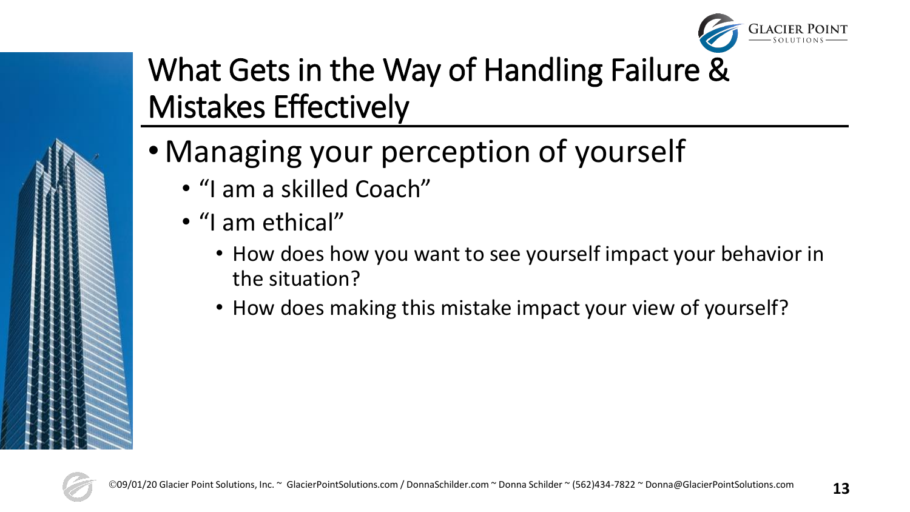# What Gets in the Way of Handling Failure & Mistakes Effectively

- Managing your perception of yourself
  - "I am a skilled Coach"
  - "I am ethical"
    - How does how you want to see yourself impact your behavior in the situation?
    - How does making this mistake impact your view of yourself?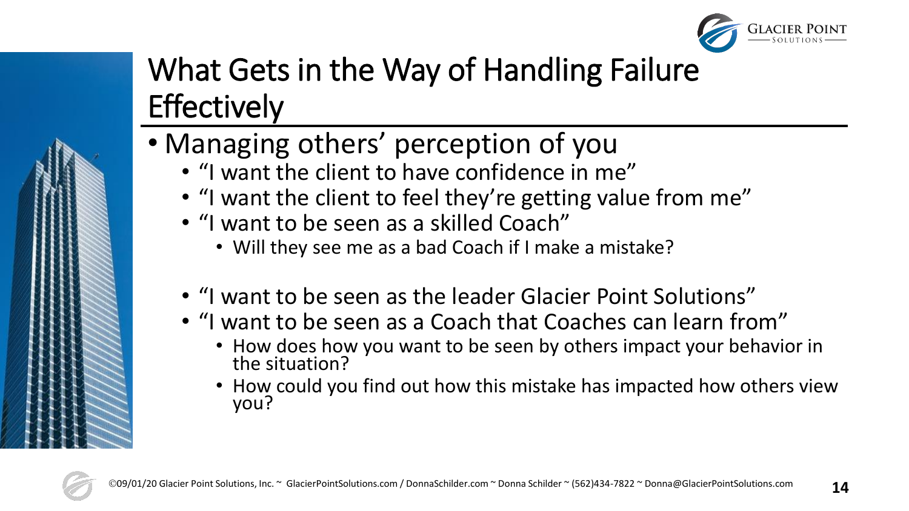# What Gets in the Way of Handling Failure Effectively

- Managing others' perception of you
  - "I want the client to have confidence in me"
  - "I want the client to feel they're getting value from me"
  - "I want to be seen as a skilled Coach"
    - Will they see me as a bad Coach if I make a mistake?

  - "I want to be seen as the leader Glacier Point Solutions"
  - "I want to be seen as a Coach that Coaches can learn from"
    - How does how you want to be seen by others impact your behavior in the situation?
    - How could you find out how this mistake has impacted how others view you?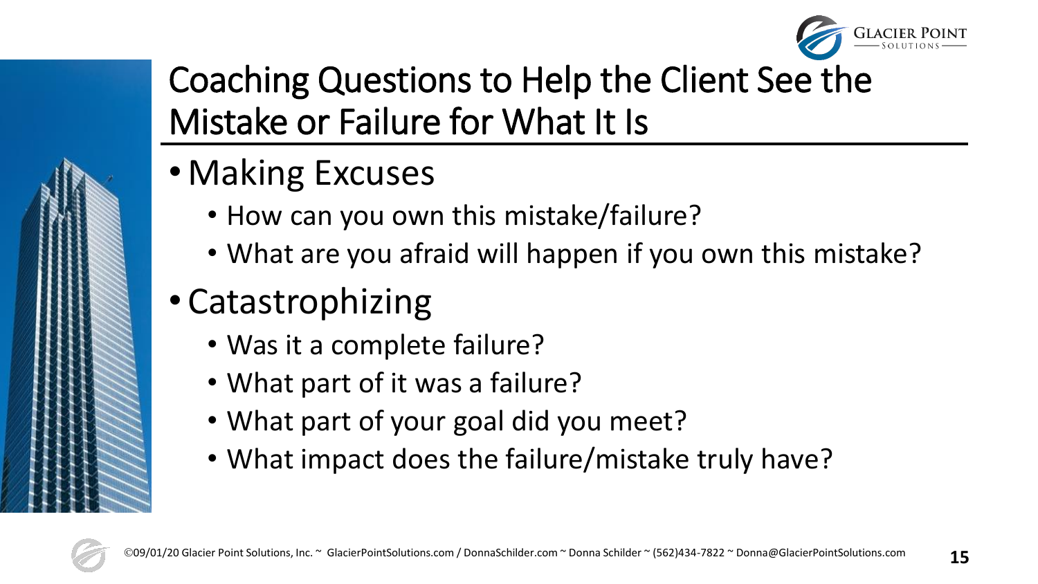# Coaching Questions to Help the Client See the Mistake or Failure for What It Is

- Making Excuses
  - How can you own this mistake/failure?
  - What are you afraid will happen if you own this mistake?
- Catastrophizing
  - Was it a complete failure?
  - What part of it was a failure?
  - What part of your goal did you meet?
  - What impact does the failure/mistake truly have?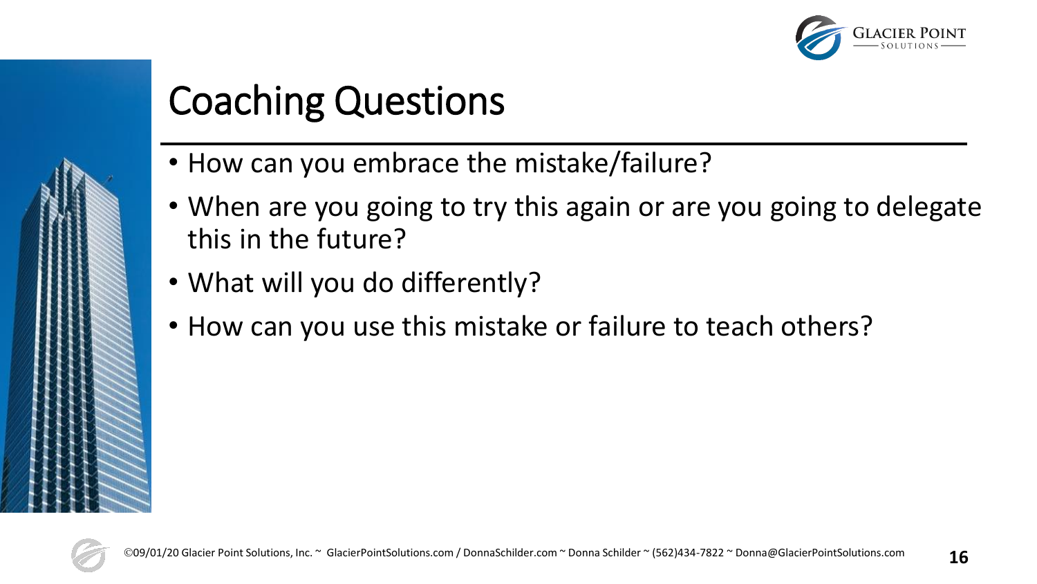# Coaching Questions

- How can you embrace the mistake/failure?
- When are you going to try this again or are you going to delegate this in the future?
- What will you do differently?
- How can you use this mistake or failure to teach others?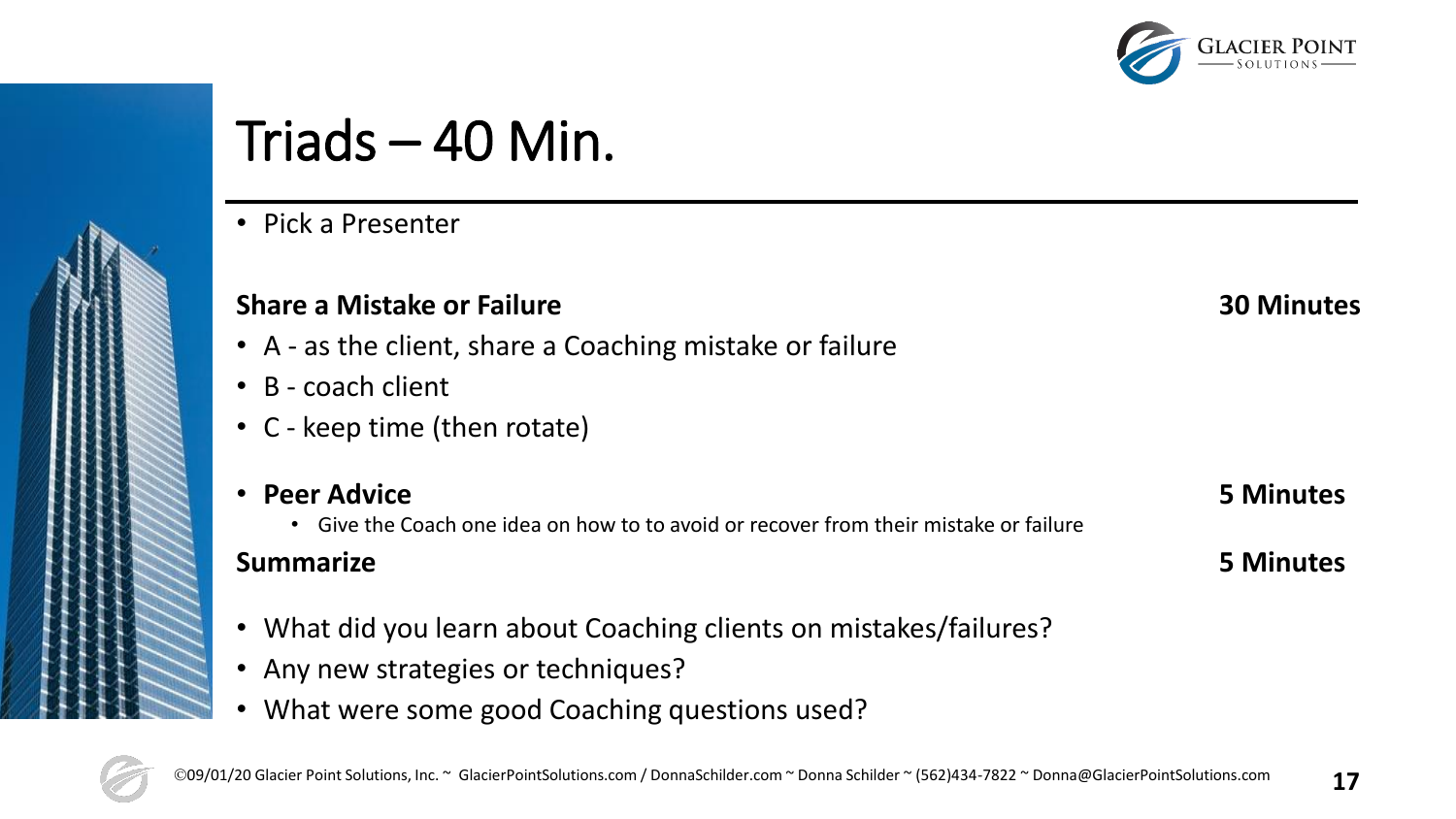# Triads – 40 Min.

- Pick a Presenter

**Share a Mistake or Failure** **30 Minutes**

- A - as the client, share a Coaching mistake or failure
- B - coach client
- C - keep time (then rotate)

- **Peer Advice** **5 Minutes**
  - Give the Coach one idea on how to to avoid or recover from their mistake or failure

**Summarize** **5 Minutes**

- What did you learn about Coaching clients on mistakes/failures?
- Any new strategies or techniques?
- What were some good Coaching questions used?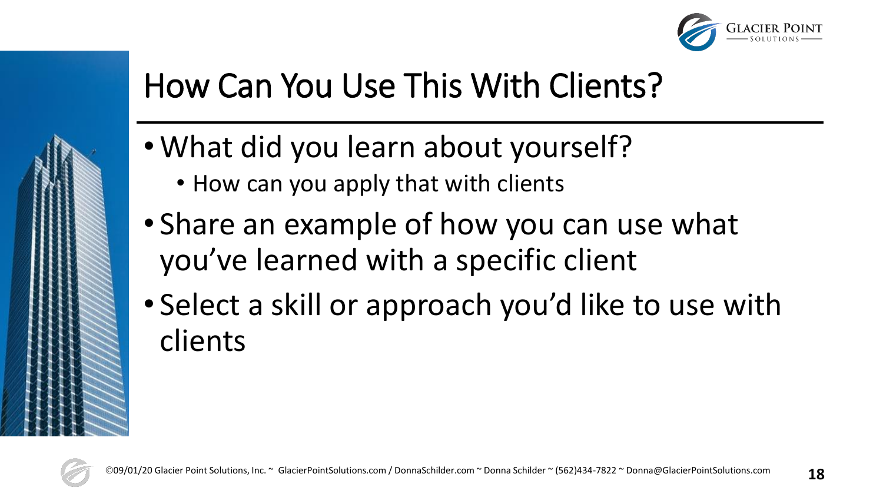# How Can You Use This With Clients?

- What did you learn about yourself?
  - How can you apply that with clients
- Share an example of how you can use what you've learned with a specific client
- Select a skill or approach you'd like to use with clients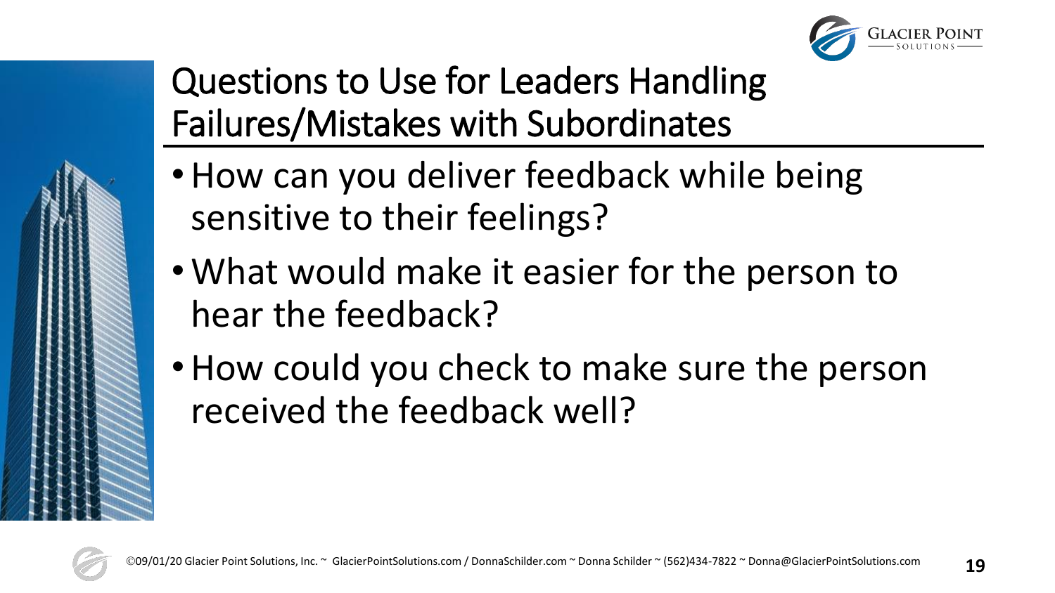# Questions to Use for Leaders Handling Failures/Mistakes with Subordinates

- How can you deliver feedback while being sensitive to their feelings?
- What would make it easier for the person to hear the feedback?
- How could you check to make sure the person received the feedback well?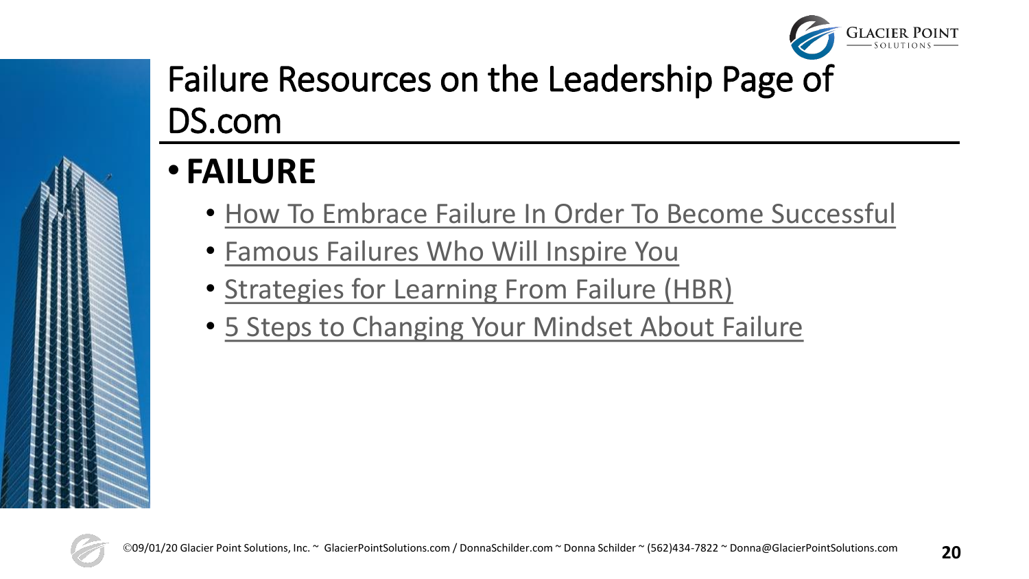# Failure Resources on the Leadership Page of DS.com

- **FAILURE**
  - How To Embrace Failure In Order To Become Successful
  - Famous Failures Who Will Inspire You
  - Strategies for Learning From Failure (HBR)
  - 5 Steps to Changing Your Mindset About Failure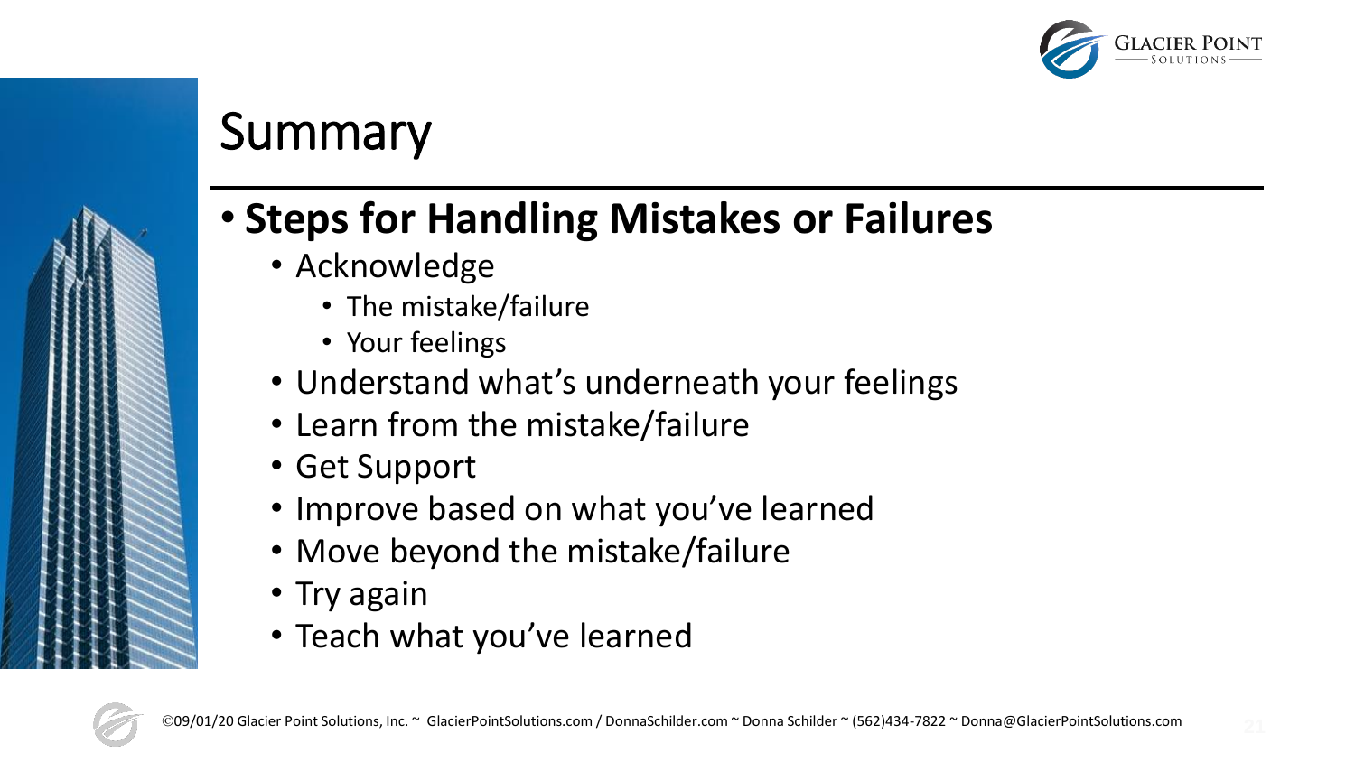# Summary

- **Steps for Handling Mistakes or Failures**
  - Acknowledge
    - The mistake/failure
    - Your feelings
  - Understand what's underneath your feelings
  - Learn from the mistake/failure
  - Get Support
  - Improve based on what you've learned
  - Move beyond the mistake/failure
  - Try again
  - Teach what you've learned